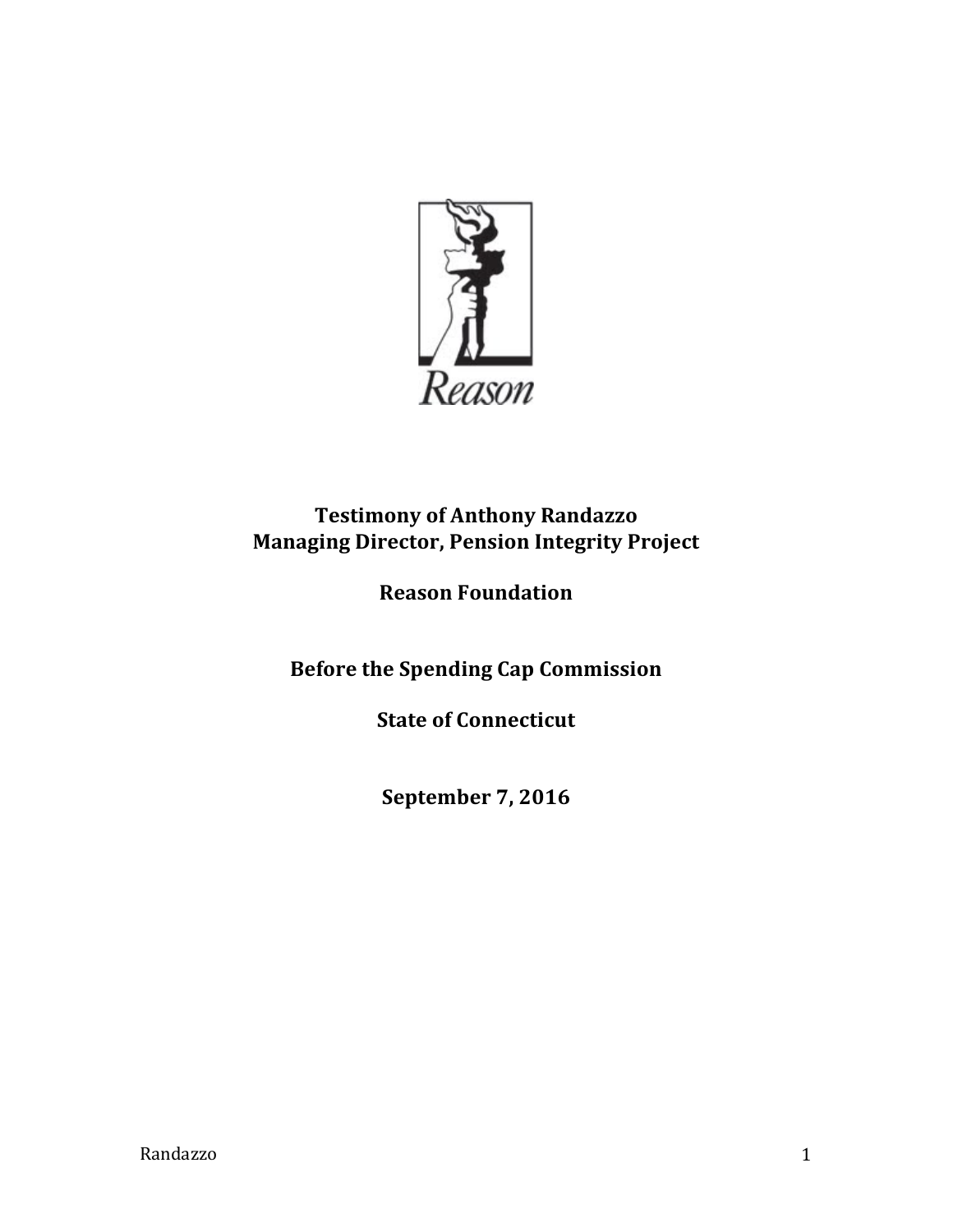Reason

**Testimony of Anthony Randazzo**
**Managing Director, Pension Integrity Project**

**Reason Foundation**

**Before the Spending Cap Commission**

**State of Connecticut**

**September 7, 2016**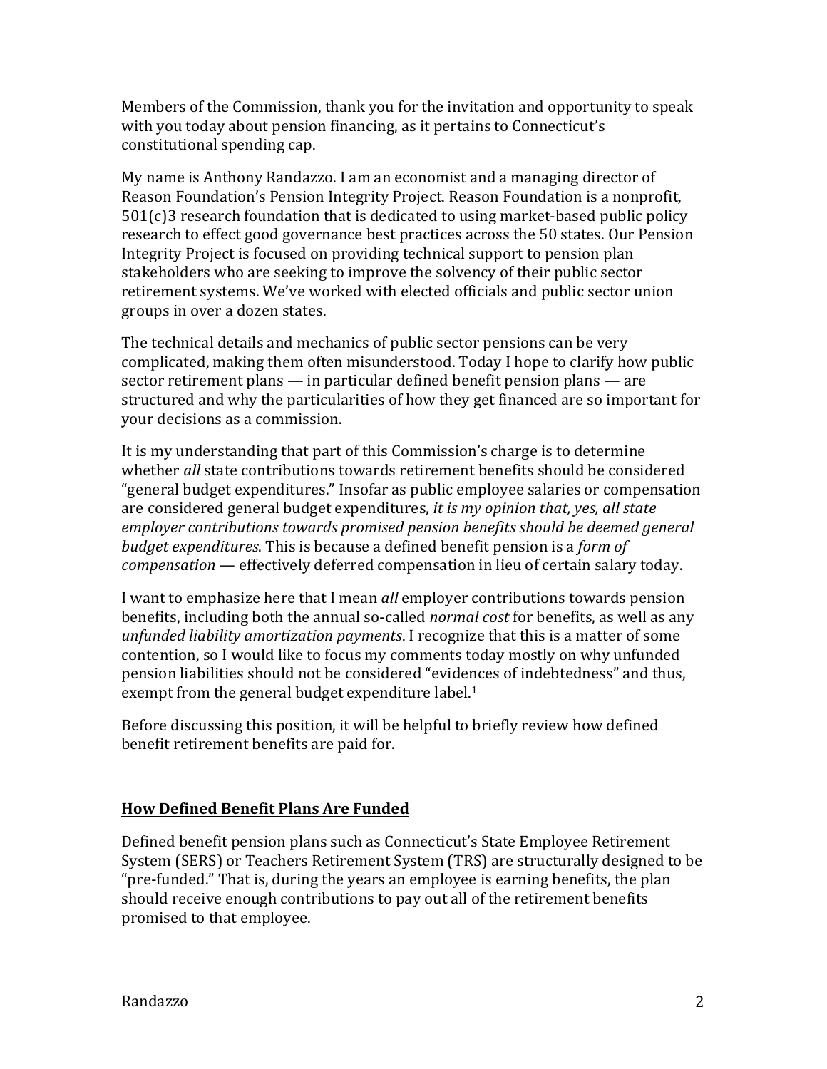Members of the Commission, thank you for the invitation and opportunity to speak with you today about pension financing, as it pertains to Connecticut's constitutional spending cap.

My name is Anthony Randazzo. I am an economist and a managing director of Reason Foundation's Pension Integrity Project. Reason Foundation is a nonprofit, 501(c)3 research foundation that is dedicated to using market-based public policy research to effect good governance best practices across the 50 states. Our Pension Integrity Project is focused on providing technical support to pension plan stakeholders who are seeking to improve the solvency of their public sector retirement systems. We've worked with elected officials and public sector union groups in over a dozen states.

The technical details and mechanics of public sector pensions can be very complicated, making them often misunderstood. Today I hope to clarify how public sector retirement plans — in particular defined benefit pension plans — are structured and why the particularities of how they get financed are so important for your decisions as a commission.

It is my understanding that part of this Commission's charge is to determine whether *all* state contributions towards retirement benefits should be considered "general budget expenditures." Insofar as public employee salaries or compensation are considered general budget expenditures, *it is my opinion that, yes, all state employer contributions towards promised pension benefits should be deemed general budget expenditures*. This is because a defined benefit pension is a *form of compensation* — effectively deferred compensation in lieu of certain salary today.

I want to emphasize here that I mean *all* employer contributions towards pension benefits, including both the annual so-called *normal cost* for benefits, as well as any *unfunded liability amortization payments*. I recognize that this is a matter of some contention, so I would like to focus my comments today mostly on why unfunded pension liabilities should not be considered "evidences of indebtedness" and thus, exempt from the general budget expenditure label.[1]

Before discussing this position, it will be helpful to briefly review how defined benefit retirement benefits are paid for.

## **How Defined Benefit Plans Are Funded**

Defined benefit pension plans such as Connecticut's State Employee Retirement System (SERS) or Teachers Retirement System (TRS) are structurally designed to be "pre-funded." That is, during the years an employee is earning benefits, the plan should receive enough contributions to pay out all of the retirement benefits promised to that employee.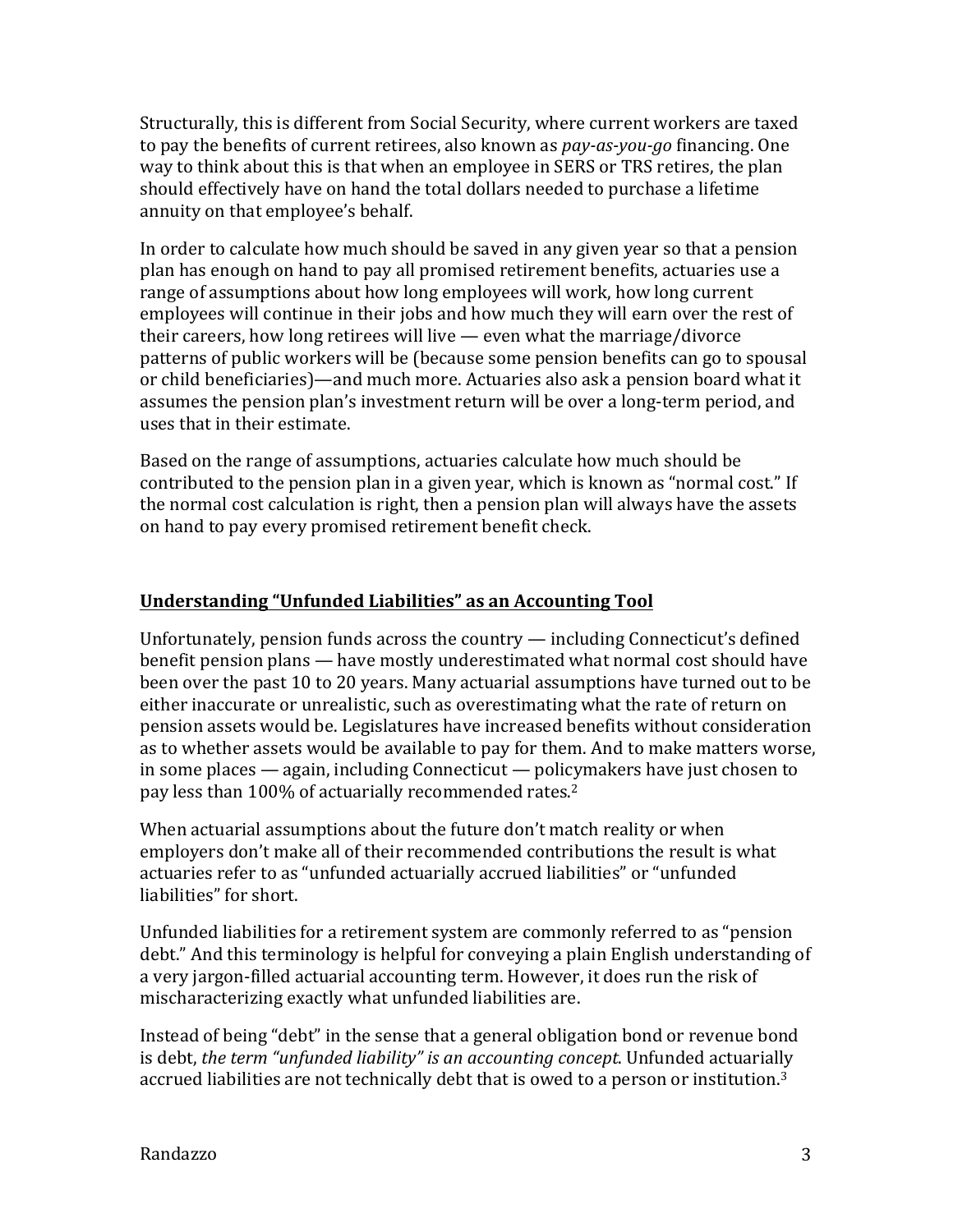Structurally, this is different from Social Security, where current workers are taxed to pay the benefits of current retirees, also known as *pay-as-you-go* financing. One way to think about this is that when an employee in SERS or TRS retires, the plan should effectively have on hand the total dollars needed to purchase a lifetime annuity on that employee's behalf.

In order to calculate how much should be saved in any given year so that a pension plan has enough on hand to pay all promised retirement benefits, actuaries use a range of assumptions about how long employees will work, how long current employees will continue in their jobs and how much they will earn over the rest of their careers, how long retirees will live — even what the marriage/divorce patterns of public workers will be (because some pension benefits can go to spousal or child beneficiaries)—and much more. Actuaries also ask a pension board what it assumes the pension plan's investment return will be over a long-term period, and uses that in their estimate.

Based on the range of assumptions, actuaries calculate how much should be contributed to the pension plan in a given year, which is known as "normal cost." If the normal cost calculation is right, then a pension plan will always have the assets on hand to pay every promised retirement benefit check.

## **Understanding "Unfunded Liabilities" as an Accounting Tool**

Unfortunately, pension funds across the country — including Connecticut's defined benefit pension plans — have mostly underestimated what normal cost should have been over the past 10 to 20 years. Many actuarial assumptions have turned out to be either inaccurate or unrealistic, such as overestimating what the rate of return on pension assets would be. Legislatures have increased benefits without consideration as to whether assets would be available to pay for them. And to make matters worse, in some places — again, including Connecticut — policymakers have just chosen to pay less than 100% of actuarially recommended rates.[2]

When actuarial assumptions about the future don't match reality or when employers don't make all of their recommended contributions the result is what actuaries refer to as "unfunded actuarially accrued liabilities" or "unfunded liabilities" for short.

Unfunded liabilities for a retirement system are commonly referred to as "pension debt." And this terminology is helpful for conveying a plain English understanding of a very jargon-filled actuarial accounting term. However, it does run the risk of mischaracterizing exactly what unfunded liabilities are.

Instead of being "debt" in the sense that a general obligation bond or revenue bond is debt, *the term "unfunded liability" is an accounting concept*. Unfunded actuarially accrued liabilities are not technically debt that is owed to a person or institution.[3]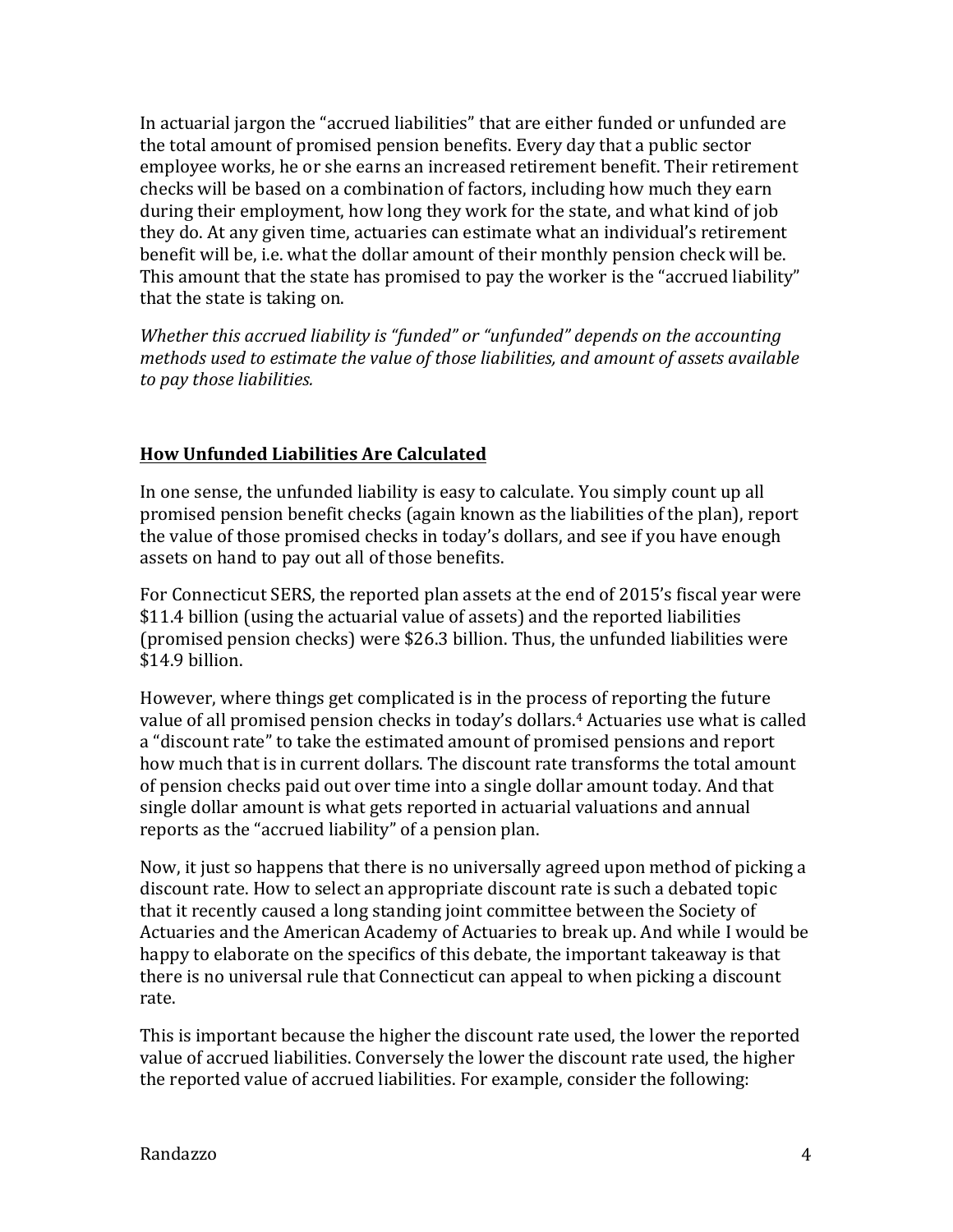In actuarial jargon the "accrued liabilities" that are either funded or unfunded are the total amount of promised pension benefits. Every day that a public sector employee works, he or she earns an increased retirement benefit. Their retirement checks will be based on a combination of factors, including how much they earn during their employment, how long they work for the state, and what kind of job they do. At any given time, actuaries can estimate what an individual's retirement benefit will be, i.e. what the dollar amount of their monthly pension check will be. This amount that the state has promised to pay the worker is the "accrued liability" that the state is taking on.

*Whether this accrued liability is "funded" or "unfunded" depends on the accounting methods used to estimate the value of those liabilities, and amount of assets available to pay those liabilities.*

## How Unfunded Liabilities Are Calculated

In one sense, the unfunded liability is easy to calculate. You simply count up all promised pension benefit checks (again known as the liabilities of the plan), report the value of those promised checks in today's dollars, and see if you have enough assets on hand to pay out all of those benefits.

For Connecticut SERS, the reported plan assets at the end of 2015's fiscal year were $11.4 billion (using the actuarial value of assets) and the reported liabilities (promised pension checks) were $26.3 billion. Thus, the unfunded liabilities were $14.9 billion.

However, where things get complicated is in the process of reporting the future value of all promised pension checks in today's dollars.[4] Actuaries use what is called a "discount rate" to take the estimated amount of promised pensions and report how much that is in current dollars. The discount rate transforms the total amount of pension checks paid out over time into a single dollar amount today. And that single dollar amount is what gets reported in actuarial valuations and annual reports as the "accrued liability" of a pension plan.

Now, it just so happens that there is no universally agreed upon method of picking a discount rate. How to select an appropriate discount rate is such a debated topic that it recently caused a long standing joint committee between the Society of Actuaries and the American Academy of Actuaries to break up. And while I would be happy to elaborate on the specifics of this debate, the important takeaway is that there is no universal rule that Connecticut can appeal to when picking a discount rate.

This is important because the higher the discount rate used, the lower the reported value of accrued liabilities. Conversely the lower the discount rate used, the higher the reported value of accrued liabilities. For example, consider the following: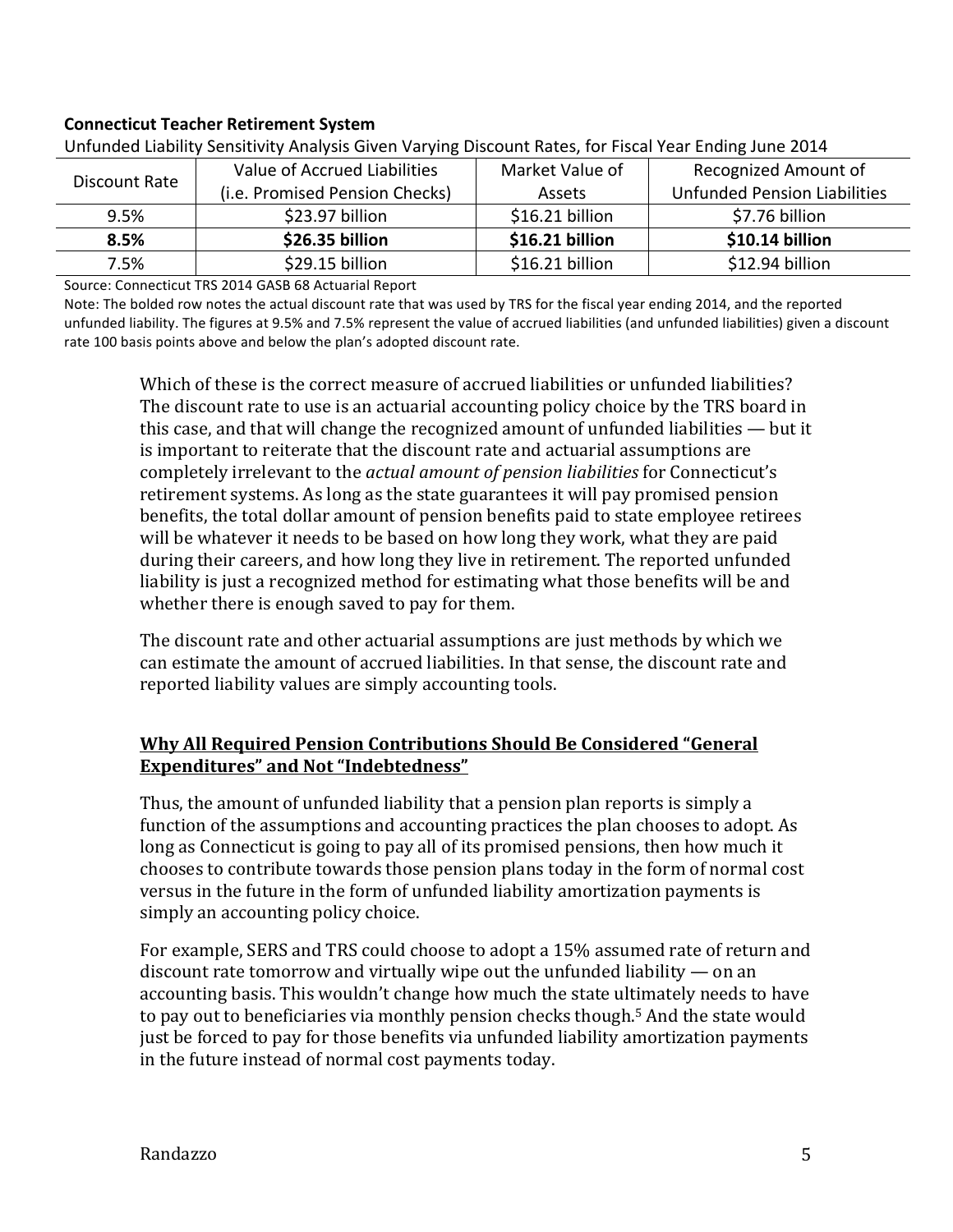**Connecticut Teacher Retirement System**

Unfunded Liability Sensitivity Analysis Given Varying Discount Rates, for Fiscal Year Ending June 2014

| Discount Rate | Value of Accrued Liabilities (i.e. Promised Pension Checks) | Market Value of Assets | Recognized Amount of Unfunded Pension Liabilities |
|---|---|---|---|
| 9.5% | $23.97 billion | $16.21 billion | $7.76 billion |
| **8.5%** | **$26.35 billion** | **$16.21 billion** | **$10.14 billion** |
| 7.5% | $29.15 billion | $16.21 billion | $12.94 billion |

Source: Connecticut TRS 2014 GASB 68 Actuarial Report

Note: The bolded row notes the actual discount rate that was used by TRS for the fiscal year ending 2014, and the reported unfunded liability. The figures at 9.5% and 7.5% represent the value of accrued liabilities (and unfunded liabilities) given a discount rate 100 basis points above and below the plan's adopted discount rate.

Which of these is the correct measure of accrued liabilities or unfunded liabilities? The discount rate to use is an actuarial accounting policy choice by the TRS board in this case, and that will change the recognized amount of unfunded liabilities — but it is important to reiterate that the discount rate and actuarial assumptions are completely irrelevant to the *actual amount of pension liabilities* for Connecticut's retirement systems. As long as the state guarantees it will pay promised pension benefits, the total dollar amount of pension benefits paid to state employee retirees will be whatever it needs to be based on how long they work, what they are paid during their careers, and how long they live in retirement. The reported unfunded liability is just a recognized method for estimating what those benefits will be and whether there is enough saved to pay for them.

The discount rate and other actuarial assumptions are just methods by which we can estimate the amount of accrued liabilities. In that sense, the discount rate and reported liability values are simply accounting tools.

## Why All Required Pension Contributions Should Be Considered "General Expenditures" and Not "Indebtedness"

Thus, the amount of unfunded liability that a pension plan reports is simply a function of the assumptions and accounting practices the plan chooses to adopt. As long as Connecticut is going to pay all of its promised pensions, then how much it chooses to contribute towards those pension plans today in the form of normal cost versus in the future in the form of unfunded liability amortization payments is simply an accounting policy choice.

For example, SERS and TRS could choose to adopt a 15% assumed rate of return and discount rate tomorrow and virtually wipe out the unfunded liability — on an accounting basis. This wouldn't change how much the state ultimately needs to have to pay out to beneficiaries via monthly pension checks though.[5] And the state would just be forced to pay for those benefits via unfunded liability amortization payments in the future instead of normal cost payments today.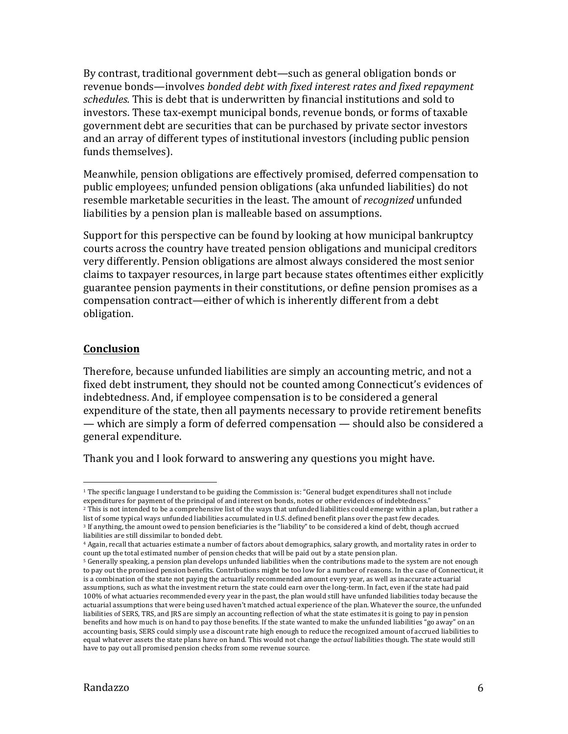By contrast, traditional government debt—such as general obligation bonds or revenue bonds—involves *bonded debt with fixed interest rates and fixed repayment schedules.* This is debt that is underwritten by financial institutions and sold to investors. These tax-exempt municipal bonds, revenue bonds, or forms of taxable government debt are securities that can be purchased by private sector investors and an array of different types of institutional investors (including public pension funds themselves).

Meanwhile, pension obligations are effectively promised, deferred compensation to public employees; unfunded pension obligations (aka unfunded liabilities) do not resemble marketable securities in the least. The amount of *recognized* unfunded liabilities by a pension plan is malleable based on assumptions.

Support for this perspective can be found by looking at how municipal bankruptcy courts across the country have treated pension obligations and municipal creditors very differently. Pension obligations are almost always considered the most senior claims to taxpayer resources, in large part because states oftentimes either explicitly guarantee pension payments in their constitutions, or define pension promises as a compensation contract—either of which is inherently different from a debt obligation.

## Conclusion

Therefore, because unfunded liabilities are simply an accounting metric, and not a fixed debt instrument, they should not be counted among Connecticut's evidences of indebtedness. And, if employee compensation is to be considered a general expenditure of the state, then all payments necessary to provide retirement benefits — which are simply a form of deferred compensation — should also be considered a general expenditure.

Thank you and I look forward to answering any questions you might have.

---

[1] The specific language I understand to be guiding the Commission is: "General budget expenditures shall not include expenditures for payment of the principal of and interest on bonds, notes or other evidences of indebtedness."

[2] This is not intended to be a comprehensive list of the ways that unfunded liabilities could emerge within a plan, but rather a list of some typical ways unfunded liabilities accumulated in U.S. defined benefit plans over the past few decades.

[3] If anything, the amount owed to pension beneficiaries is the "liability" to be considered a kind of debt, though accrued liabilities are still dissimilar to bonded debt.

[4] Again, recall that actuaries estimate a number of factors about demographics, salary growth, and mortality rates in order to count up the total estimated number of pension checks that will be paid out by a state pension plan.

[5] Generally speaking, a pension plan develops unfunded liabilities when the contributions made to the system are not enough to pay out the promised pension benefits. Contributions might be too low for a number of reasons. In the case of Connecticut, it is a combination of the state not paying the actuarially recommended amount every year, as well as inaccurate actuarial assumptions, such as what the investment return the state could earn over the long-term. In fact, even if the state had paid 100% of what actuaries recommended every year in the past, the plan would still have unfunded liabilities today because the actuarial assumptions that were being used haven't matched actual experience of the plan. Whatever the source, the unfunded liabilities of SERS, TRS, and JRS are simply an accounting reflection of what the state estimates it is going to pay in pension benefits and how much is on hand to pay those benefits. If the state wanted to make the unfunded liabilities "go away" on an accounting basis, SERS could simply use a discount rate high enough to reduce the recognized amount of accrued liabilities to equal whatever assets the state plans have on hand. This would not change the *actual* liabilities though. The state would still have to pay out all promised pension checks from some revenue source.